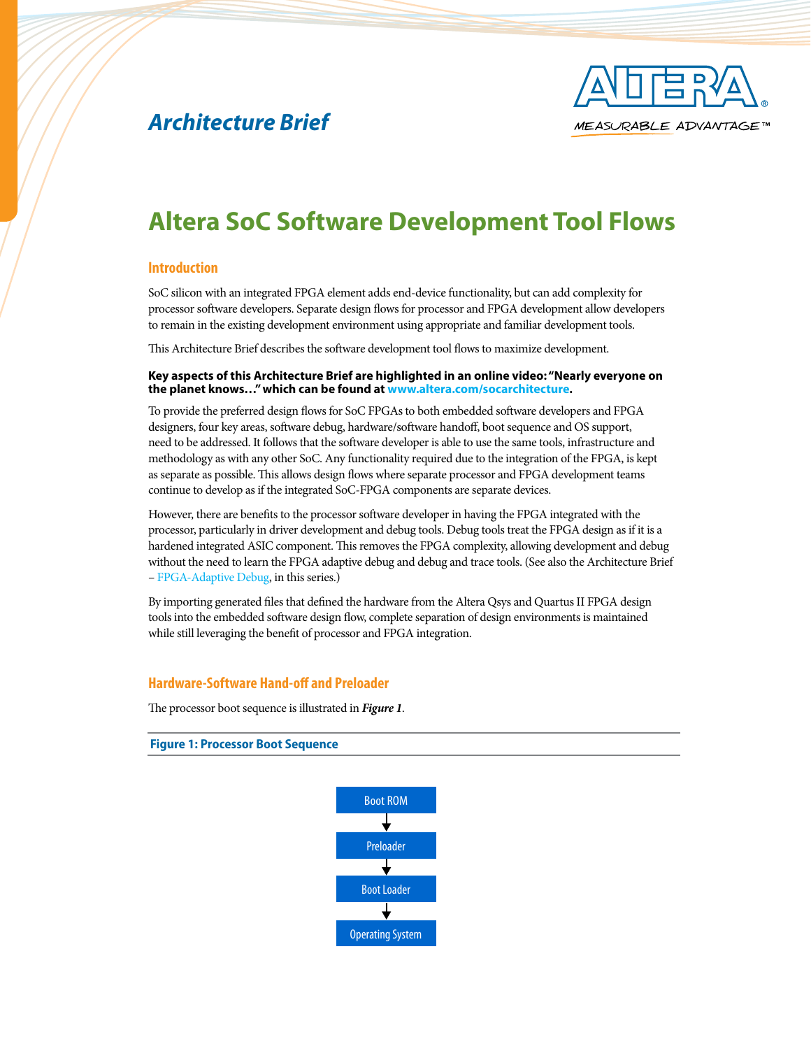*Architecture Brief*

# Altera SoC Software Development Tool Flows

## Introduction

SoC silicon with an integrated FPGA element adds end-device functionality, but can add complexity for processor software developers. Separate design flows for processor and FPGA development allow developers to remain in the existing development environment using appropriate and familiar development tools.

This Architecture Brief describes the software development tool flows to maximize development.

**Key aspects of this Architecture Brief are highlighted in an online video: "Nearly everyone on the planet knows…" which can be found at www.altera.com/socarchitecture.**

To provide the preferred design flows for SoC FPGAs to both embedded software developers and FPGA designers, four key areas, software debug, hardware/software handoff, boot sequence and OS support, need to be addressed. It follows that the software developer is able to use the same tools, infrastructure and methodology as with any other SoC. Any functionality required due to the integration of the FPGA, is kept as separate as possible. This allows design flows where separate processor and FPGA development teams continue to develop as if the integrated SoC-FPGA components are separate devices.

However, there are benefits to the processor software developer in having the FPGA integrated with the processor, particularly in driver development and debug tools. Debug tools treat the FPGA design as if it is a hardened integrated ASIC component. This removes the FPGA complexity, allowing development and debug without the need to learn the FPGA adaptive debug and debug and trace tools. (See also the Architecture Brief – FPGA-Adaptive Debug, in this series.)

By importing generated files that defined the hardware from the Altera Qsys and Quartus II FPGA design tools into the embedded software design flow, complete separation of design environments is maintained while still leveraging the benefit of processor and FPGA integration.

## Hardware-Software Hand-off and Preloader

The processor boot sequence is illustrated in ***Figure 1***.

**Figure 1: Processor Boot Sequence**

Boot ROM → Preloader → Boot Loader → Operating System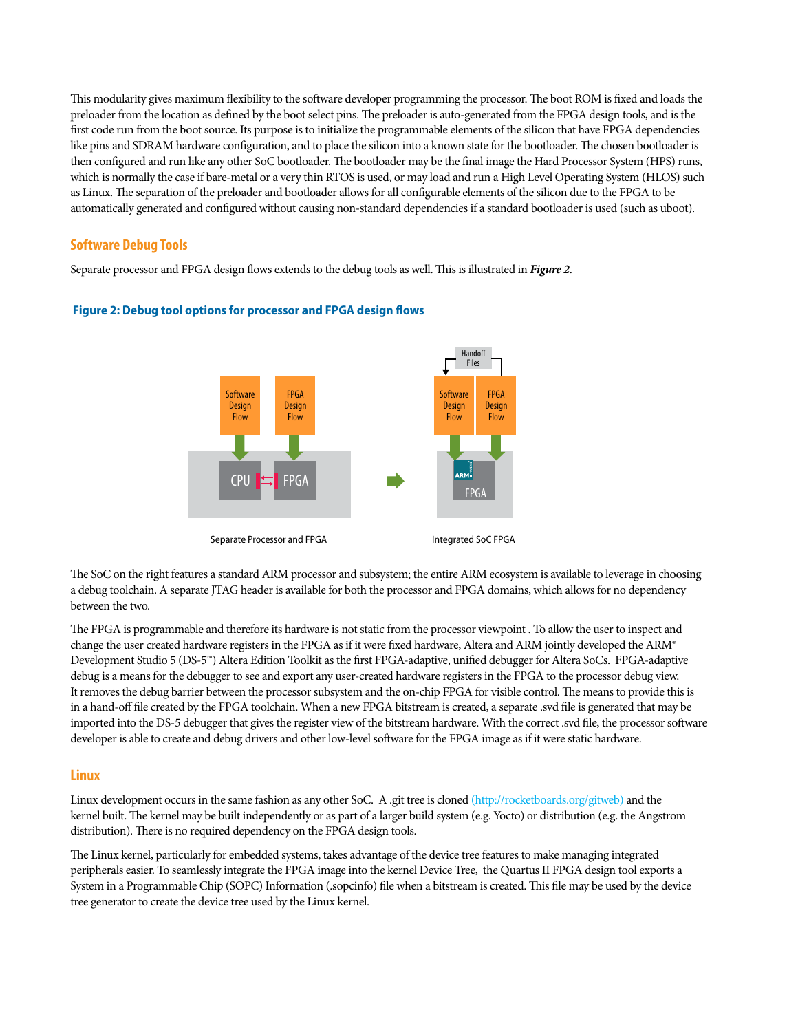This modularity gives maximum flexibility to the software developer programming the processor. The boot ROM is fixed and loads the preloader from the location as defined by the boot select pins. The preloader is auto-generated from the FPGA design tools, and is the first code run from the boot source. Its purpose is to initialize the programmable elements of the silicon that have FPGA dependencies like pins and SDRAM hardware configuration, and to place the silicon into a known state for the bootloader. The chosen bootloader is then configured and run like any other SoC bootloader. The bootloader may be the final image the Hard Processor System (HPS) runs, which is normally the case if bare-metal or a very thin RTOS is used, or may load and run a High Level Operating System (HLOS) such as Linux. The separation of the preloader and bootloader allows for all configurable elements of the silicon due to the FPGA to be automatically generated and configured without causing non-standard dependencies if a standard bootloader is used (such as uboot).

## Software Debug Tools

Separate processor and FPGA design flows extends to the debug tools as well. This is illustrated in ***Figure 2***.

**Figure 2: Debug tool options for processor and FPGA design flows**

Handoff Files

Software Design Flow | FPGA Design Flow | CPU | FPGA

Software Design Flow | FPGA Design Flow | ARM | FPGA

Separate Processor and FPGA

Integrated SoC FPGA

The SoC on the right features a standard ARM processor and subsystem; the entire ARM ecosystem is available to leverage in choosing a debug toolchain. A separate JTAG header is available for both the processor and FPGA domains, which allows for no dependency between the two.

The FPGA is programmable and therefore its hardware is not static from the processor viewpoint . To allow the user to inspect and change the user created hardware registers in the FPGA as if it were fixed hardware, Altera and ARM jointly developed the ARM® Development Studio 5 (DS-5™) Altera Edition Toolkit as the first FPGA-adaptive, unified debugger for Altera SoCs. FPGA-adaptive debug is a means for the debugger to see and export any user-created hardware registers in the FPGA to the processor debug view. It removes the debug barrier between the processor subsystem and the on-chip FPGA for visible control. The means to provide this is in a hand-off file created by the FPGA toolchain. When a new FPGA bitstream is created, a separate .svd file is generated that may be imported into the DS-5 debugger that gives the register view of the bitstream hardware. With the correct .svd file, the processor software developer is able to create and debug drivers and other low-level software for the FPGA image as if it were static hardware.

## Linux

Linux development occurs in the same fashion as any other SoC. A .git tree is cloned (http://rocketboards.org/gitweb) and the kernel built. The kernel may be built independently or as part of a larger build system (e.g. Yocto) or distribution (e.g. the Angstrom distribution). There is no required dependency on the FPGA design tools.

The Linux kernel, particularly for embedded systems, takes advantage of the device tree features to make managing integrated peripherals easier. To seamlessly integrate the FPGA image into the kernel Device Tree, the Quartus II FPGA design tool exports a System in a Programmable Chip (SOPC) Information (.sopcinfo) file when a bitstream is created. This file may be used by the device tree generator to create the device tree used by the Linux kernel.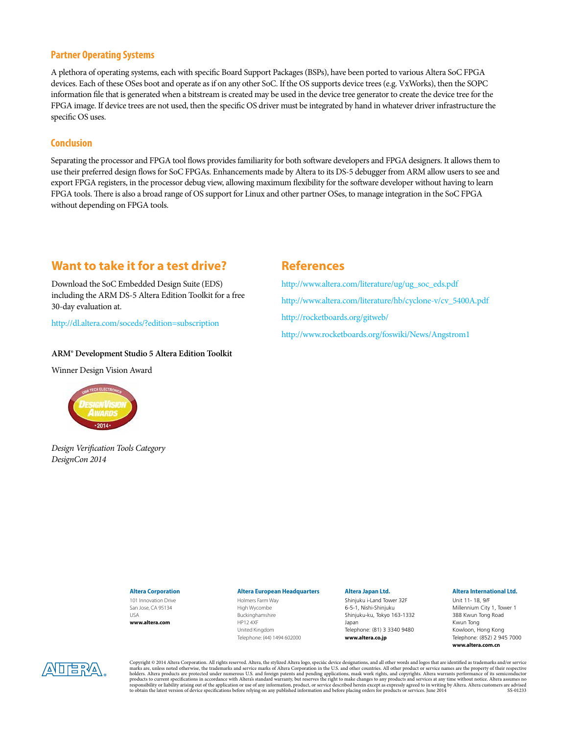## Partner Operating Systems

A plethora of operating systems, each with specific Board Support Packages (BSPs), have been ported to various Altera SoC FPGA devices. Each of these OSes boot and operate as if on any other SoC. If the OS supports device trees (e.g. VxWorks), then the SOPC information file that is generated when a bitstream is created may be used in the device tree generator to create the device tree for the FPGA image. If device trees are not used, then the specific OS driver must be integrated by hand in whatever driver infrastructure the specific OS uses.

## Conclusion

Separating the processor and FPGA tool flows provides familiarity for both software developers and FPGA designers. It allows them to use their preferred design flows for SoC FPGAs. Enhancements made by Altera to its DS-5 debugger from ARM allow users to see and export FPGA registers, in the processor debug view, allowing maximum flexibility for the software developer without having to learn FPGA tools. There is also a broad range of OS support for Linux and other partner OSes, to manage integration in the SoC FPGA without depending on FPGA tools.

## Want to take it for a test drive?

Download the SoC Embedded Design Suite (EDS) including the ARM DS-5 Altera Edition Toolkit for a free 30-day evaluation at.

http://dl.altera.com/soceds/?edition=subscription

**ARM® Development Studio 5 Altera Edition Toolkit**

Winner Design Vision Award

UBM TECH ELECTRONICS
DESIGNVISION AWARDS
• 2014 •

*Design Verification Tools Category*
*DesignCon 2014*

## References

http://www.altera.com/literature/ug/ug_soc_eds.pdf

http://www.altera.com/literature/hb/cyclone-v/cv_5400A.pdf

http://rocketboards.org/gitweb/

http://www.rocketboards.org/foswiki/News/Angstrom1

**Altera Corporation**
101 Innovation Drive
San Jose, CA 95134
USA
**www.altera.com**

**Altera European Headquarters**
Holmers Farm Way
High Wycombe
Buckinghamshire
HP12 4XF
United Kingdom
Telephone: (44) 1494 602000

**Altera Japan Ltd.**
Shinjuku i-Land Tower 32F
6-5-1, Nishi-Shinjuku
Shinjuku-ku, Tokyo 163-1332
Japan
Telephone: (81) 3 3340 9480
**www.altera.co.jp**

**Altera International Ltd.**
Unit 11- 18, 9/F
Millennium City 1, Tower 1
388 Kwun Tong Road
Kwun Tong
Kowloon, Hong Kong
Telephone: (852) 2 945 7000
**www.altera.com.cn**

ALTERA®

Copyright © 2014 Altera Corporation. All rights reserved. Altera, the stylized Altera logo, specific device designations, and all other words and logos that are identified as trademarks and/or service marks are, unless noted otherwise, the trademarks and service marks of Altera Corporation in the U.S. and other countries. All other product or service names are the property of their respective holders. Altera products are protected under numerous U.S. and foreign patents and pending applications, mask work rights, and copyrights. Altera warrants performance of its semiconductor products to current specifications in accordance with Altera's standard warranty, but reserves the right to make changes to any products and services at any time without notice. Altera assumes no responsibility or liability arising out of the application or use of any information, product, or service described herein except as expressly agreed to in writing by Altera. Altera customers are advised to obtain the latest version of device specifications before relying on any published information and before placing orders for products or services. June 2014 SS-01233